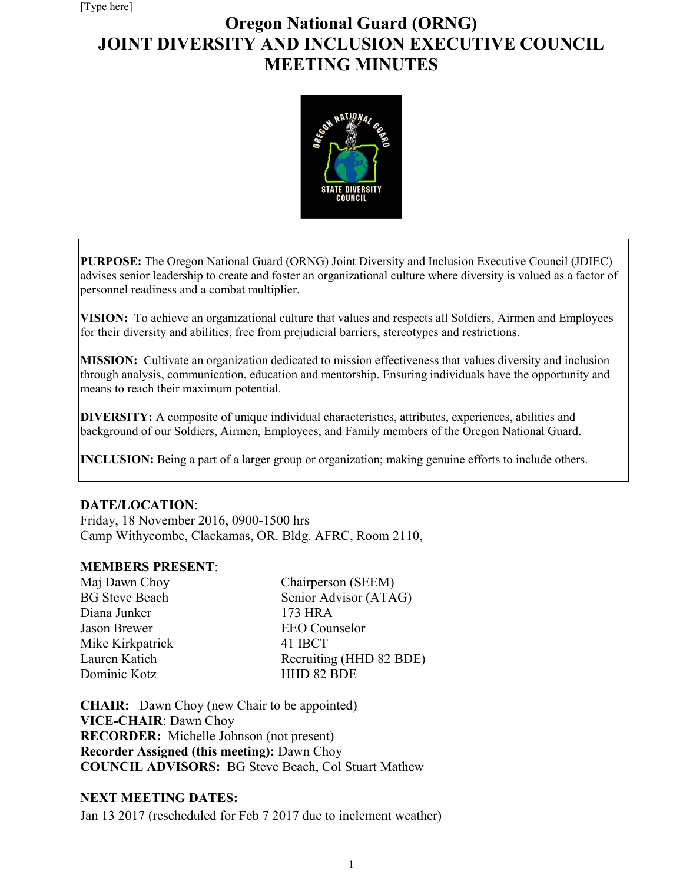[Type here]

# Oregon National Guard (ORNG)
# JOINT DIVERSITY AND INCLUSION EXECUTIVE COUNCIL
# MEETING MINUTES

**PURPOSE:** The Oregon National Guard (ORNG) Joint Diversity and Inclusion Executive Council (JDIEC) advises senior leadership to create and foster an organizational culture where diversity is valued as a factor of personnel readiness and a combat multiplier.

**VISION:** To achieve an organizational culture that values and respects all Soldiers, Airmen and Employees for their diversity and abilities, free from prejudicial barriers, stereotypes and restrictions.

**MISSION:** Cultivate an organization dedicated to mission effectiveness that values diversity and inclusion through analysis, communication, education and mentorship. Ensuring individuals have the opportunity and means to reach their maximum potential.

**DIVERSITY:** A composite of unique individual characteristics, attributes, experiences, abilities and background of our Soldiers, Airmen, Employees, and Family members of the Oregon National Guard.

**INCLUSION:** Being a part of a larger group or organization; making genuine efforts to include others.

**DATE/LOCATION**:
Friday, 18 November 2016, 0900-1500 hrs
Camp Withycombe, Clackamas, OR. Bldg. AFRC, Room 2110,

**MEMBERS PRESENT**:

| | |
|---|---|
| Maj Dawn Choy | Chairperson (SEEM) |
| BG Steve Beach | Senior Advisor (ATAG) |
| Diana Junker | 173 HRA |
| Jason Brewer | EEO Counselor |
| Mike Kirkpatrick | 41 IBCT |
| Lauren Katich | Recruiting (HHD 82 BDE) |
| Dominic Kotz | HHD 82 BDE |

**CHAIR:** Dawn Choy (new Chair to be appointed)
**VICE-CHAIR**: Dawn Choy
**RECORDER:** Michelle Johnson (not present)
**Recorder Assigned (this meeting):** Dawn Choy
**COUNCIL ADVISORS:** BG Steve Beach, Col Stuart Mathew

**NEXT MEETING DATES:**
Jan 13 2017 (rescheduled for Feb 7 2017 due to inclement weather)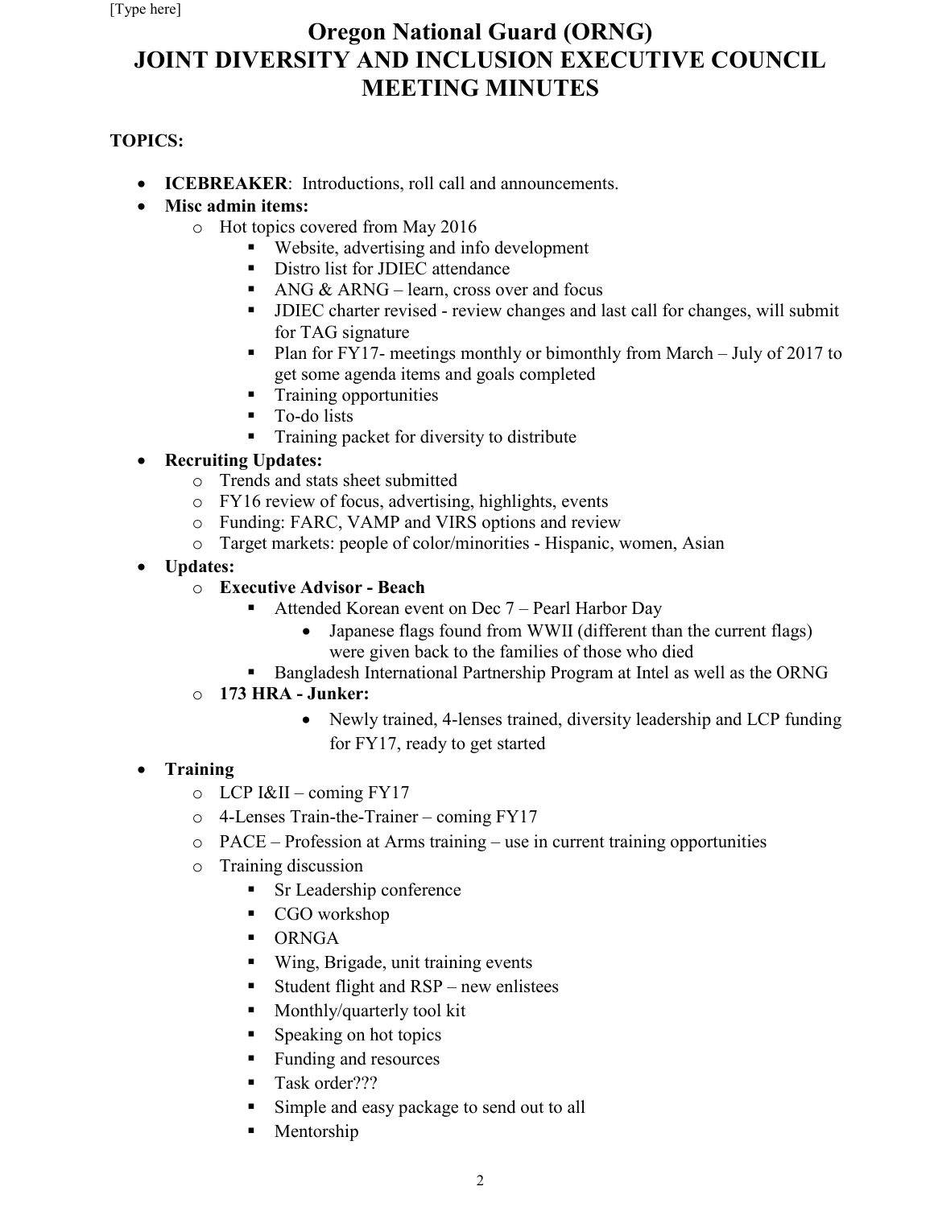# Oregon National Guard (ORNG)
# JOINT DIVERSITY AND INCLUSION EXECUTIVE COUNCIL
# MEETING MINUTES

**TOPICS:**

- **ICEBREAKER**: Introductions, roll call and announcements.
- **Misc admin items:**
  - Hot topics covered from May 2016
    - Website, advertising and info development
    - Distro list for JDIEC attendance
    - ANG & ARNG – learn, cross over and focus
    - JDIEC charter revised - review changes and last call for changes, will submit for TAG signature
    - Plan for FY17- meetings monthly or bimonthly from March – July of 2017 to get some agenda items and goals completed
    - Training opportunities
    - To-do lists
    - Training packet for diversity to distribute
- **Recruiting Updates:**
  - Trends and stats sheet submitted
  - FY16 review of focus, advertising, highlights, events
  - Funding: FARC, VAMP and VIRS options and review
  - Target markets: people of color/minorities - Hispanic, women, Asian
- **Updates:**
  - **Executive Advisor - Beach**
    - Attended Korean event on Dec 7 – Pearl Harbor Day
      - Japanese flags found from WWII (different than the current flags) were given back to the families of those who died
    - Bangladesh International Partnership Program at Intel as well as the ORNG
  - **173 HRA - Junker:**
      - Newly trained, 4-lenses trained, diversity leadership and LCP funding for FY17, ready to get started
- **Training**
  - LCP I&II – coming FY17
  - 4-Lenses Train-the-Trainer – coming FY17
  - PACE – Profession at Arms training – use in current training opportunities
  - Training discussion
    - Sr Leadership conference
    - CGO workshop
    - ORNGA
    - Wing, Brigade, unit training events
    - Student flight and RSP – new enlistees
    - Monthly/quarterly tool kit
    - Speaking on hot topics
    - Funding and resources
    - Task order???
    - Simple and easy package to send out to all
    - Mentorship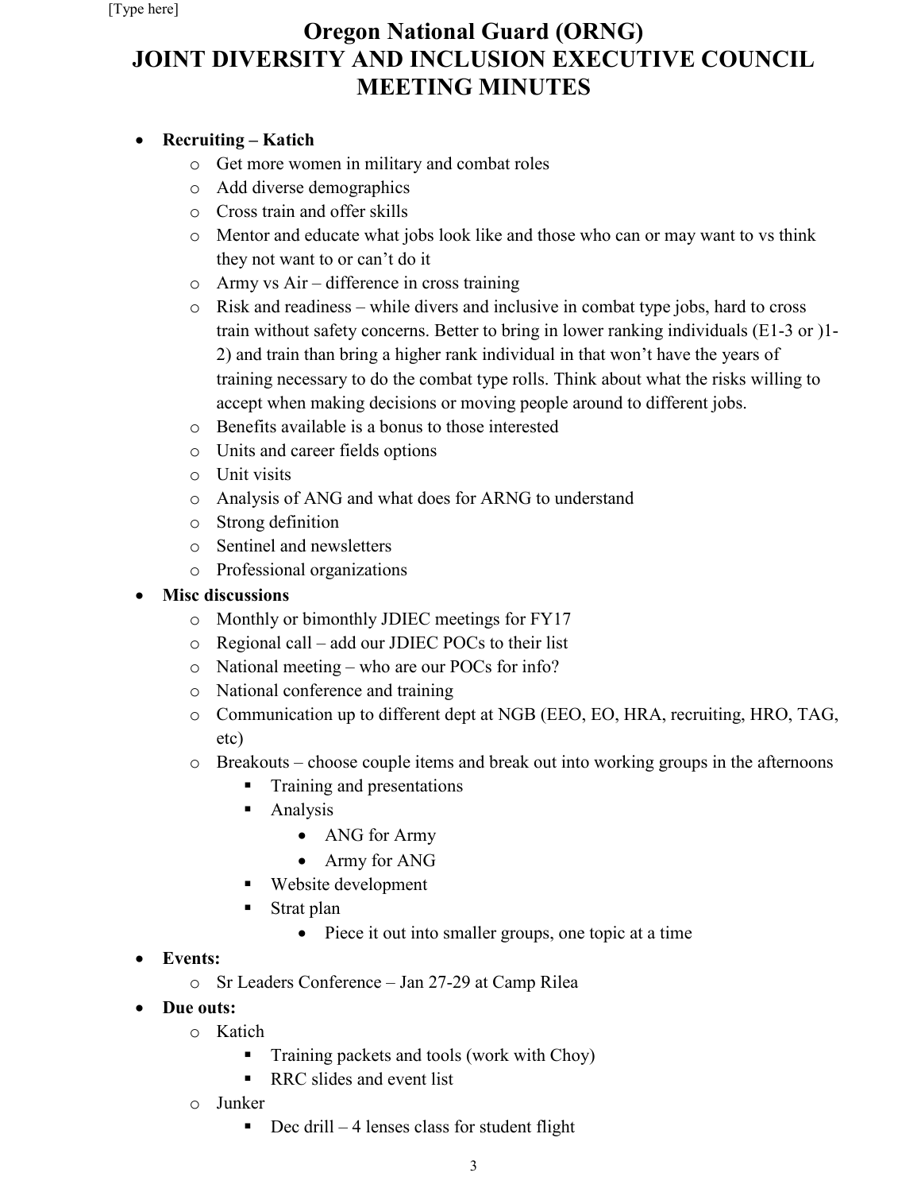# Oregon National Guard (ORNG)
# JOINT DIVERSITY AND INCLUSION EXECUTIVE COUNCIL MEETING MINUTES

- **Recruiting – Katich**
  - Get more women in military and combat roles
  - Add diverse demographics
  - Cross train and offer skills
  - Mentor and educate what jobs look like and those who can or may want to vs think they not want to or can't do it
  - Army vs Air – difference in cross training
  - Risk and readiness – while divers and inclusive in combat type jobs, hard to cross train without safety concerns. Better to bring in lower ranking individuals (E1-3 or )1-2) and train than bring a higher rank individual in that won't have the years of training necessary to do the combat type rolls. Think about what the risks willing to accept when making decisions or moving people around to different jobs.
  - Benefits available is a bonus to those interested
  - Units and career fields options
  - Unit visits
  - Analysis of ANG and what does for ARNG to understand
  - Strong definition
  - Sentinel and newsletters
  - Professional organizations
- **Misc discussions**
  - Monthly or bimonthly JDIEC meetings for FY17
  - Regional call – add our JDIEC POCs to their list
  - National meeting – who are our POCs for info?
  - National conference and training
  - Communication up to different dept at NGB (EEO, EO, HRA, recruiting, HRO, TAG, etc)
  - Breakouts – choose couple items and break out into working groups in the afternoons
    - Training and presentations
    - Analysis
      - ANG for Army
      - Army for ANG
    - Website development
    - Strat plan
      - Piece it out into smaller groups, one topic at a time
- **Events:**
  - Sr Leaders Conference – Jan 27-29 at Camp Rilea
- **Due outs:**
  - Katich
    - Training packets and tools (work with Choy)
    - RRC slides and event list
  - Junker
    - Dec drill – 4 lenses class for student flight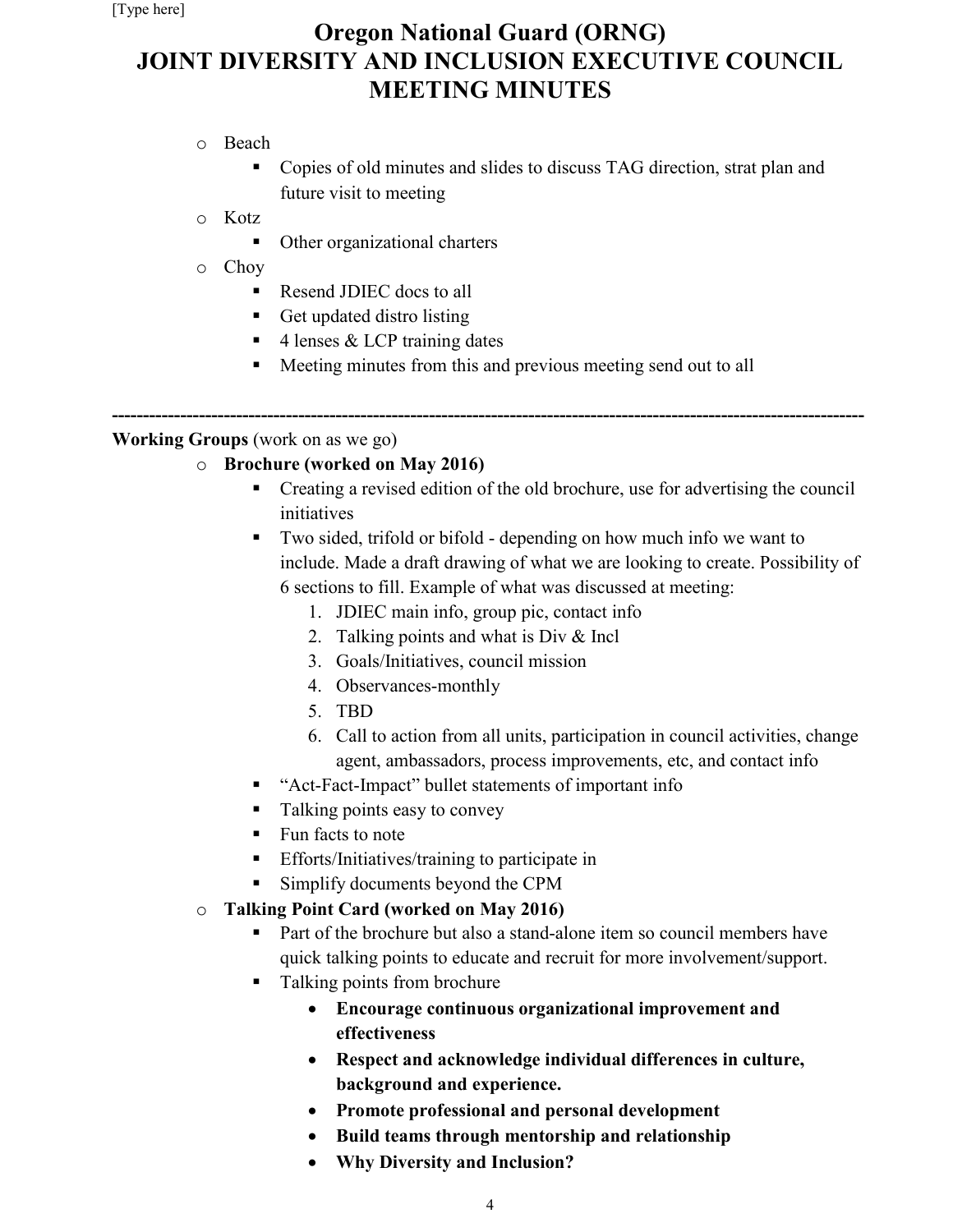# Oregon National Guard (ORNG)
# JOINT DIVERSITY AND INCLUSION EXECUTIVE COUNCIL MEETING MINUTES

- Beach
  - Copies of old minutes and slides to discuss TAG direction, strat plan and future visit to meeting
- Kotz
  - Other organizational charters
- Choy
  - Resend JDIEC docs to all
  - Get updated distro listing
  - 4 lenses & LCP training dates
  - Meeting minutes from this and previous meeting send out to all

---

**Working Groups** (work on as we go)

- **Brochure (worked on May 2016)**
  - Creating a revised edition of the old brochure, use for advertising the council initiatives
  - Two sided, trifold or bifold - depending on how much info we want to include. Made a draft drawing of what we are looking to create. Possibility of 6 sections to fill. Example of what was discussed at meeting:
    1. JDIEC main info, group pic, contact info
    2. Talking points and what is Div & Incl
    3. Goals/Initiatives, council mission
    4. Observances-monthly
    5. TBD
    6. Call to action from all units, participation in council activities, change agent, ambassadors, process improvements, etc, and contact info
  - "Act-Fact-Impact" bullet statements of important info
  - Talking points easy to convey
  - Fun facts to note
  - Efforts/Initiatives/training to participate in
  - Simplify documents beyond the CPM
- **Talking Point Card (worked on May 2016)**
  - Part of the brochure but also a stand-alone item so council members have quick talking points to educate and recruit for more involvement/support.
  - Talking points from brochure
    - **Encourage continuous organizational improvement and effectiveness**
    - **Respect and acknowledge individual differences in culture, background and experience.**
    - **Promote professional and personal development**
    - **Build teams through mentorship and relationship**
    - **Why Diversity and Inclusion?**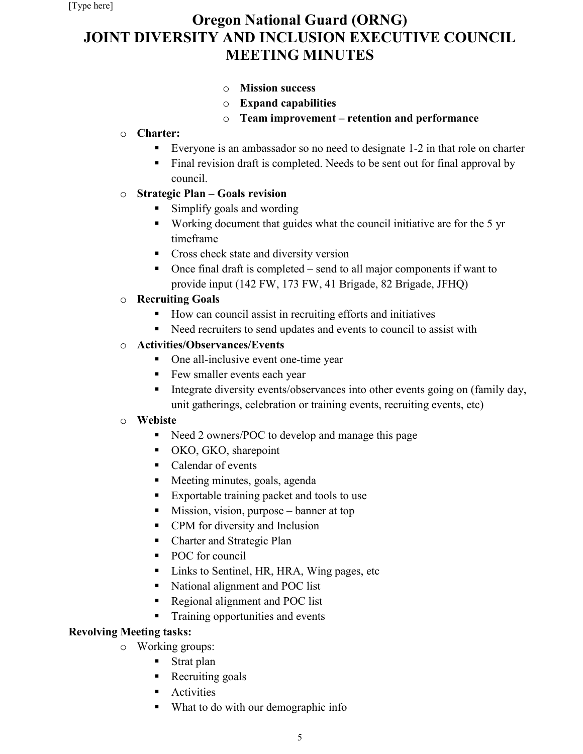# Oregon National Guard (ORNG)
# JOINT DIVERSITY AND INCLUSION EXECUTIVE COUNCIL MEETING MINUTES

- **Mission success**
- **Expand capabilities**
- **Team improvement – retention and performance**

- **Charter:**
  - Everyone is an ambassador so no need to designate 1-2 in that role on charter
  - Final revision draft is completed. Needs to be sent out for final approval by council.
- **Strategic Plan – Goals revision**
  - Simplify goals and wording
  - Working document that guides what the council initiative are for the 5 yr timeframe
  - Cross check state and diversity version
  - Once final draft is completed – send to all major components if want to provide input (142 FW, 173 FW, 41 Brigade, 82 Brigade, JFHQ)
- **Recruiting Goals**
  - How can council assist in recruiting efforts and initiatives
  - Need recruiters to send updates and events to council to assist with
- **Activities/Observances/Events**
  - One all-inclusive event one-time year
  - Few smaller events each year
  - Integrate diversity events/observances into other events going on (family day, unit gatherings, celebration or training events, recruiting events, etc)
- **Webiste**
  - Need 2 owners/POC to develop and manage this page
  - OKO, GKO, sharepoint
  - Calendar of events
  - Meeting minutes, goals, agenda
  - Exportable training packet and tools to use
  - Mission, vision, purpose – banner at top
  - CPM for diversity and Inclusion
  - Charter and Strategic Plan
  - POC for council
  - Links to Sentinel, HR, HRA, Wing pages, etc
  - National alignment and POC list
  - Regional alignment and POC list
  - Training opportunities and events

**Revolving Meeting tasks:**

- Working groups:
  - Strat plan
  - Recruiting goals
  - Activities
  - What to do with our demographic info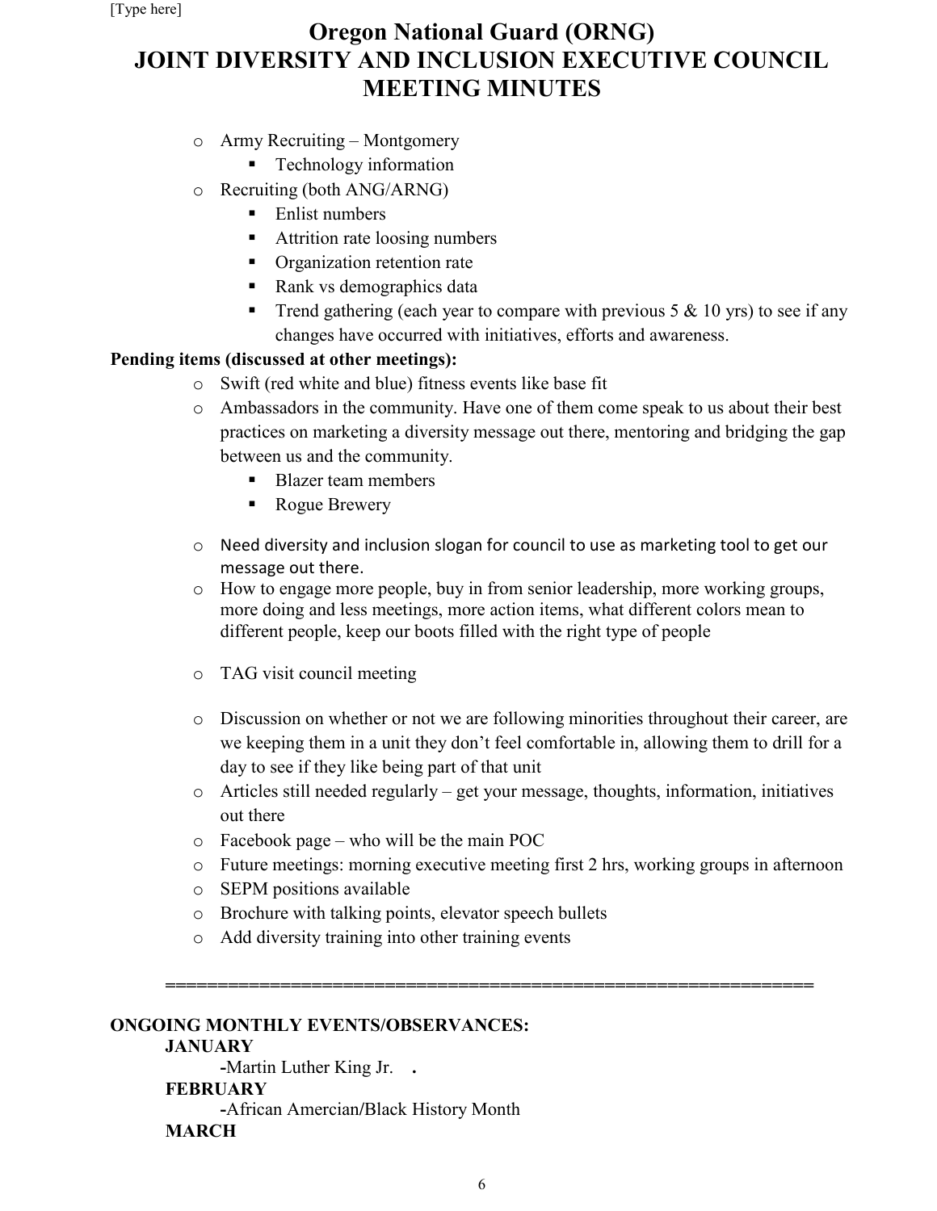# Oregon National Guard (ORNG)
# JOINT DIVERSITY AND INCLUSION EXECUTIVE COUNCIL MEETING MINUTES

- Army Recruiting – Montgomery
  - Technology information
- Recruiting (both ANG/ARNG)
  - Enlist numbers
  - Attrition rate loosing numbers
  - Organization retention rate
  - Rank vs demographics data
  - Trend gathering (each year to compare with previous 5 & 10 yrs) to see if any changes have occurred with initiatives, efforts and awareness.

**Pending items (discussed at other meetings):**

- Swift (red white and blue) fitness events like base fit
- Ambassadors in the community. Have one of them come speak to us about their best practices on marketing a diversity message out there, mentoring and bridging the gap between us and the community.
  - Blazer team members
  - Rogue Brewery
- Need diversity and inclusion slogan for council to use as marketing tool to get our message out there.
- How to engage more people, buy in from senior leadership, more working groups, more doing and less meetings, more action items, what different colors mean to different people, keep our boots filled with the right type of people
- TAG visit council meeting
- Discussion on whether or not we are following minorities throughout their career, are we keeping them in a unit they don't feel comfortable in, allowing them to drill for a day to see if they like being part of that unit
- Articles still needed regularly – get your message, thoughts, information, initiatives out there
- Facebook page – who will be the main POC
- Future meetings: morning executive meeting first 2 hrs, working groups in afternoon
- SEPM positions available
- Brochure with talking points, elevator speech bullets
- Add diversity training into other training events

==============================================================

**ONGOING MONTHLY EVENTS/OBSERVANCES:**

**JANUARY**

-Martin Luther King Jr. .

**FEBRUARY**

-African Amercian/Black History Month

**MARCH**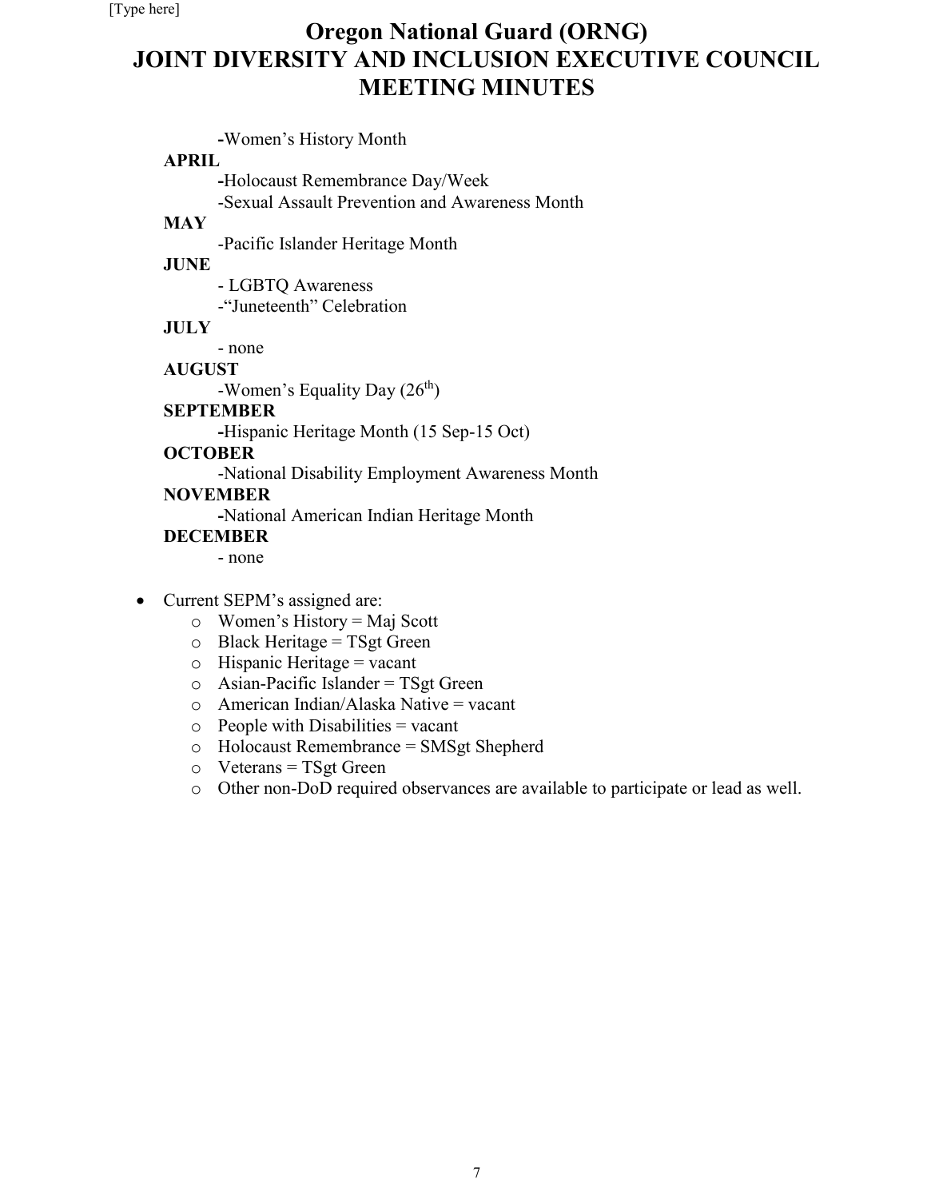-Women's History Month

**APRIL**

-Holocaust Remembrance Day/Week
-Sexual Assault Prevention and Awareness Month

**MAY**

-Pacific Islander Heritage Month

**JUNE**

- LGBTQ Awareness
-"Juneteenth" Celebration

**JULY**

- none

**AUGUST**

-Women's Equality Day (26th)

**SEPTEMBER**

-Hispanic Heritage Month (15 Sep-15 Oct)

**OCTOBER**

-National Disability Employment Awareness Month

**NOVEMBER**

-National American Indian Heritage Month

**DECEMBER**

- none

- Current SEPM's assigned are:
  - Women's History = Maj Scott
  - Black Heritage = TSgt Green
  - Hispanic Heritage = vacant
  - Asian-Pacific Islander = TSgt Green
  - American Indian/Alaska Native = vacant
  - People with Disabilities = vacant
  - Holocaust Remembrance = SMSgt Shepherd
  - Veterans = TSgt Green
  - Other non-DoD required observances are available to participate or lead as well.